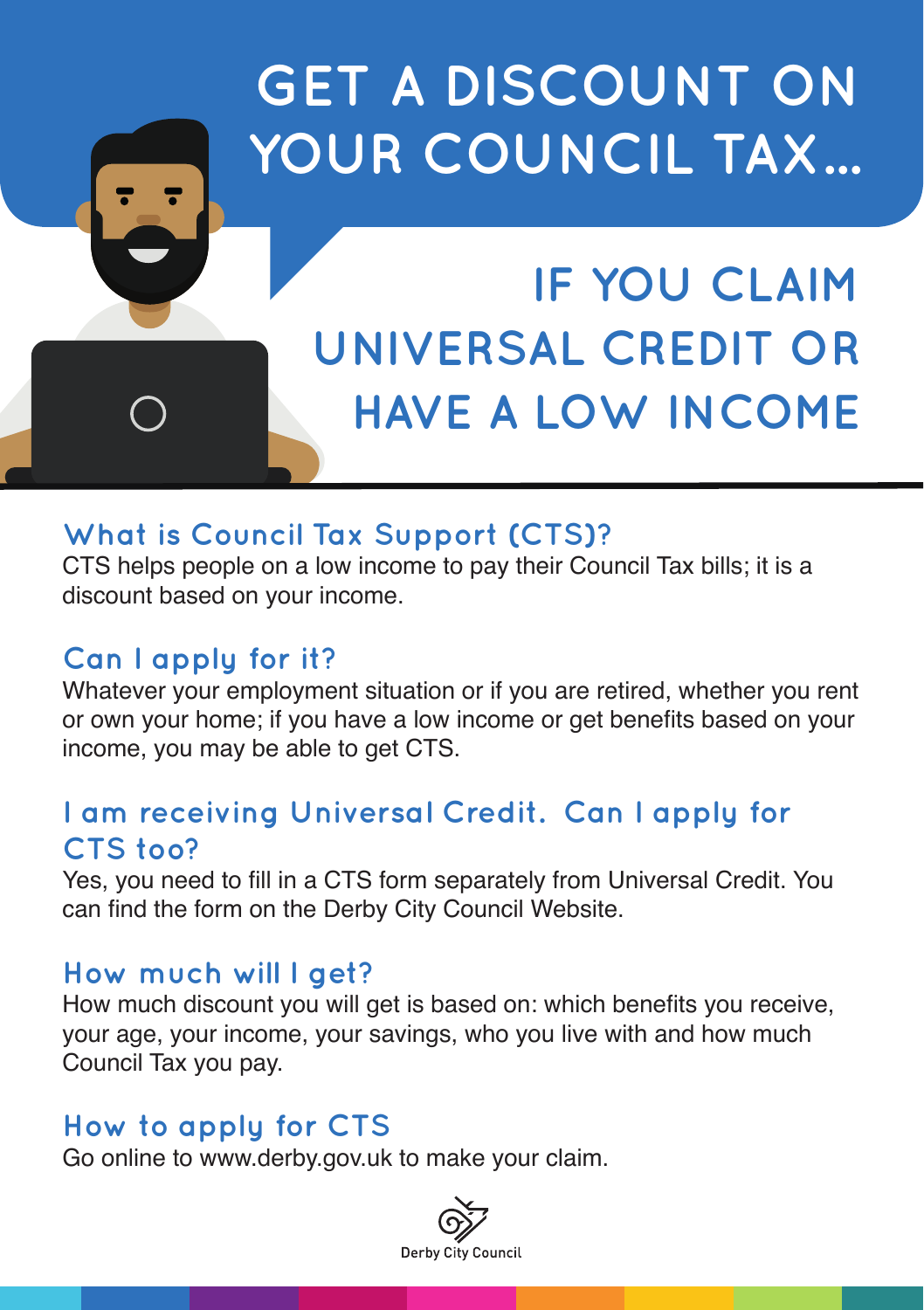# GET A DISCOUNT ON YOUR COUNCIL TAX...

## IF YOU CLAIM UNIVERSAL CREDIT OR HAVE A LOW INCOME

### What is Council Tax Support (CTS)?

CTS helps people on a low income to pay their Council Tax bills; it is a discount based on your income.

### Can I apply for it?

Whatever your employment situation or if you are retired, whether you rent or own your home; if you have a low income or get benefits based on your income, you may be able to get CTS.

### I am receiving Universal Credit. Can I apply for CTS too?

Yes, you need to fill in a CTS form separately from Universal Credit. You can find the form on the Derby City Council Website.

### How much will I get?

How much discount you will get is based on: which benefits you receive, your age, your income, your savings, who you live with and how much Council Tax you pay.

### How to apply for CTS

Go online to www.derby.gov.uk to make your claim.

Derby City Council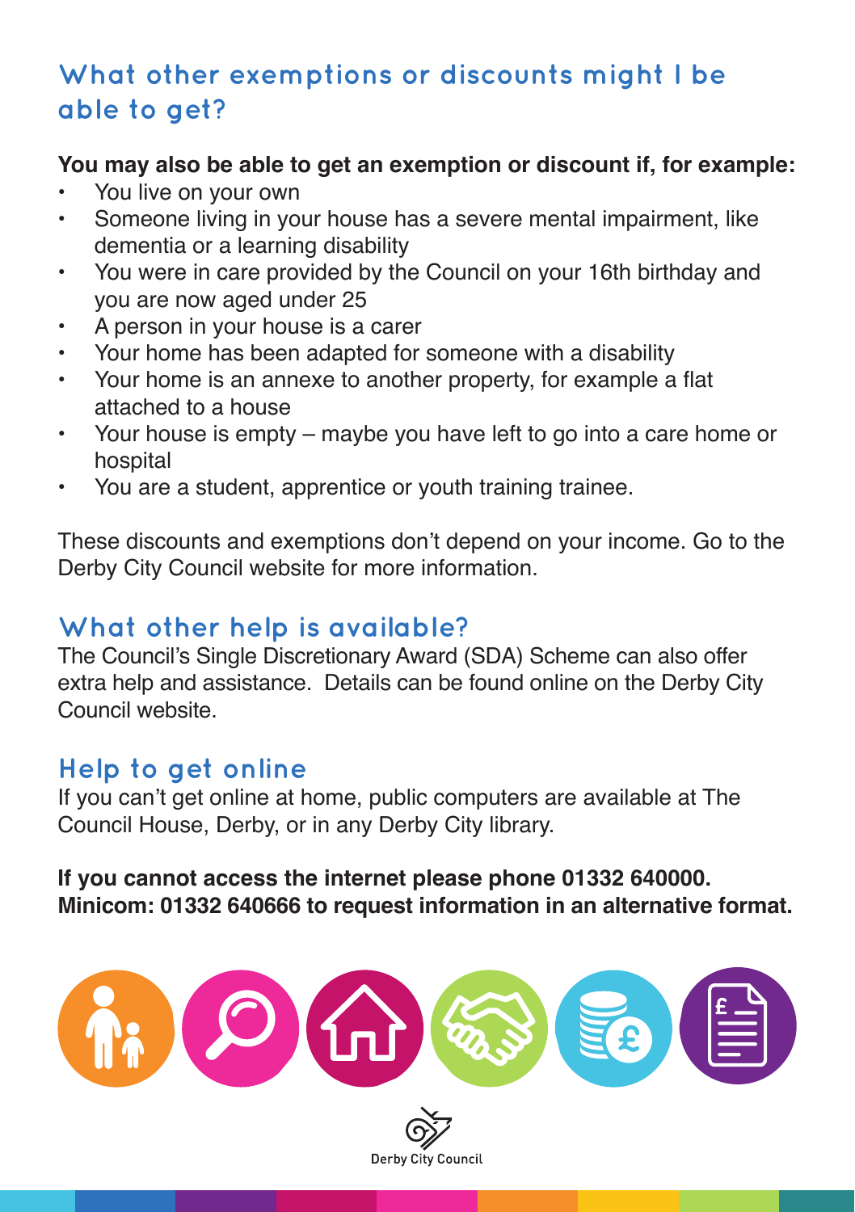## What other exemptions or discounts might I be able to get?

**You may also be able to get an exemption or discount if, for example:**

- You live on your own
- Someone living in your house has a severe mental impairment, like dementia or a learning disability
- You were in care provided by the Council on your 16th birthday and you are now aged under 25
- A person in your house is a carer
- Your home has been adapted for someone with a disability
- Your home is an annexe to another property, for example a flat attached to a house
- Your house is empty – maybe you have left to go into a care home or hospital
- You are a student, apprentice or youth training trainee.

These discounts and exemptions don't depend on your income. Go to the Derby City Council website for more information.

## What other help is available?

The Council's Single Discretionary Award (SDA) Scheme can also offer extra help and assistance. Details can be found online on the Derby City Council website.

## Help to get online

If you can't get online at home, public computers are available at The Council House, Derby, or in any Derby City library.

**If you cannot access the internet please phone 01332 640000. Minicom: 01332 640666 to request information in an alternative format.**

Derby City Council